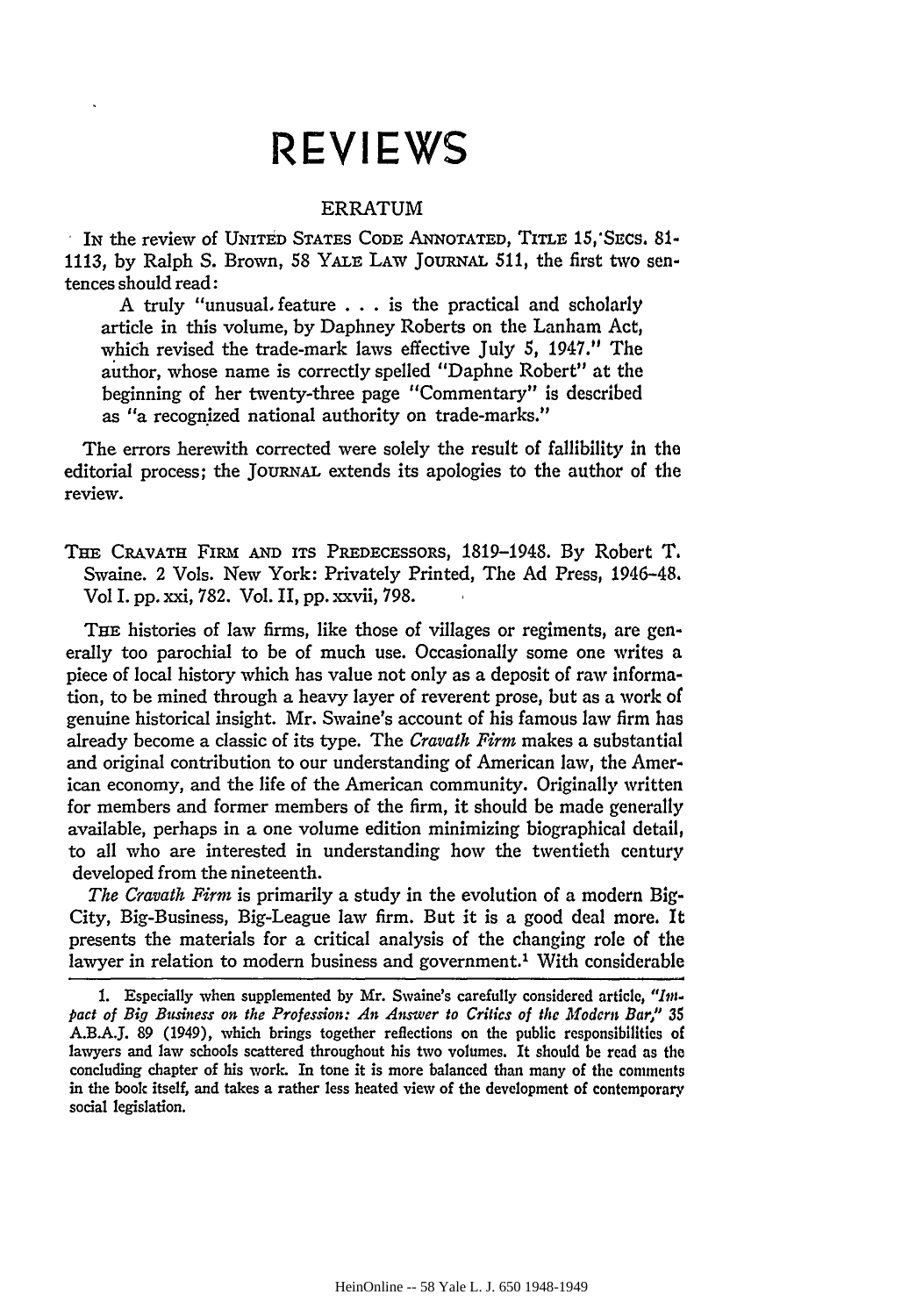# REVIEWS

## ERRATUM

In the review of UNITED STATES CODE ANNOTATED, TITLE 15, SECS. 81-1113, by Ralph S. Brown, 58 YALE LAW JOURNAL 511, the first two sentences should read:

> A truly "unusual feature . . . is the practical and scholarly article in this volume, by Daphney Roberts on the Lanham Act, which revised the trade-mark laws effective July 5, 1947." The author, whose name is correctly spelled "Daphne Robert" at the beginning of her twenty-three page "Commentary" is described as "a recognized national authority on trade-marks."

The errors herewith corrected were solely the result of fallibility in the editorial process; the JOURNAL extends its apologies to the author of the review.

THE CRAVATH FIRM AND ITS PREDECESSORS, 1819–1948. By Robert T. Swaine. 2 Vols. New York: Privately Printed, The Ad Press, 1946–48. Vol I. pp. xxi, 782. Vol. II, pp. xxvii, 798.

THE histories of law firms, like those of villages or regiments, are generally too parochial to be of much use. Occasionally some one writes a piece of local history which has value not only as a deposit of raw information, to be mined through a heavy layer of reverent prose, but as a work of genuine historical insight. Mr. Swaine's account of his famous law firm has already become a classic of its type. The *Cravath Firm* makes a substantial and original contribution to our understanding of American law, the American economy, and the life of the American community. Originally written for members and former members of the firm, it should be made generally available, perhaps in a one volume edition minimizing biographical detail, to all who are interested in understanding how the twentieth century developed from the nineteenth.

*The Cravath Firm* is primarily a study in the evolution of a modern Big-City, Big-Business, Big-League law firm. But it is a good deal more. It presents the materials for a critical analysis of the changing role of the lawyer in relation to modern business and government.[1] With considerable

1. Especially when supplemented by Mr. Swaine's carefully considered article, "*Impact of Big Business on the Profession: An Answer to Critics of the Modern Bar*," 35 A.B.A.J. 89 (1949), which brings together reflections on the public responsibilities of lawyers and law schools scattered throughout his two volumes. It should be read as the concluding chapter of his work. In tone it is more balanced than many of the comments in the book itself, and takes a rather less heated view of the development of contemporary social legislation.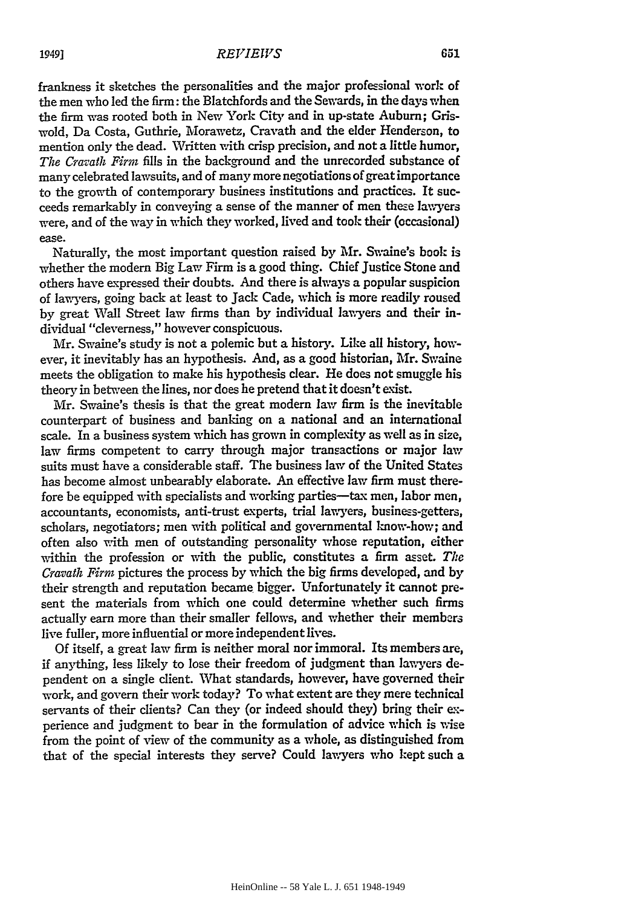frankness it sketches the personalities and the major professional work of the men who led the firm: the Blatchfords and the Sewards, in the days when the firm was rooted both in New York City and in up-state Auburn; Griswold, Da Costa, Guthrie, Morawetz, Cravath and the elder Henderson, to mention only the dead. Written with crisp precision, and not a little humor, *The Cravath Firm* fills in the background and the unrecorded substance of many celebrated lawsuits, and of many more negotiations of great importance to the growth of contemporary business institutions and practices. It succeeds remarkably in conveying a sense of the manner of men these lawyers were, and of the way in which they worked, lived and took their (occasional) ease.

Naturally, the most important question raised by Mr. Swaine's book is whether the modern Big Law Firm is a good thing. Chief Justice Stone and others have expressed their doubts. And there is always a popular suspicion of lawyers, going back at least to Jack Cade, which is more readily roused by great Wall Street law firms than by individual lawyers and their individual "cleverness," however conspicuous.

Mr. Swaine's study is not a polemic but a history. Like all history, however, it inevitably has an hypothesis. And, as a good historian, Mr. Swaine meets the obligation to make his hypothesis clear. He does not smuggle his theory in between the lines, nor does he pretend that it doesn't exist.

Mr. Swaine's thesis is that the great modern law firm is the inevitable counterpart of business and banking on a national and an international scale. In a business system which has grown in complexity as well as in size, law firms competent to carry through major transactions or major law suits must have a considerable staff. The business law of the United States has become almost unbearably elaborate. An effective law firm must therefore be equipped with specialists and working parties—tax men, labor men, accountants, economists, anti-trust experts, trial lawyers, business-getters, scholars, negotiators; men with political and governmental know-how; and often also with men of outstanding personality whose reputation, either within the profession or with the public, constitutes a firm asset. *The Cravath Firm* pictures the process by which the big firms developed, and by their strength and reputation became bigger. Unfortunately it cannot present the materials from which one could determine whether such firms actually earn more than their smaller fellows, and whether their members live fuller, more influential or more independent lives.

Of itself, a great law firm is neither moral nor immoral. Its members are, if anything, less likely to lose their freedom of judgment than lawyers dependent on a single client. What standards, however, have governed their work, and govern their work today? To what extent are they mere technical servants of their clients? Can they (or indeed should they) bring their experience and judgment to bear in the formulation of advice which is wise from the point of view of the community as a whole, as distinguished from that of the special interests they serve? Could lawyers who kept such a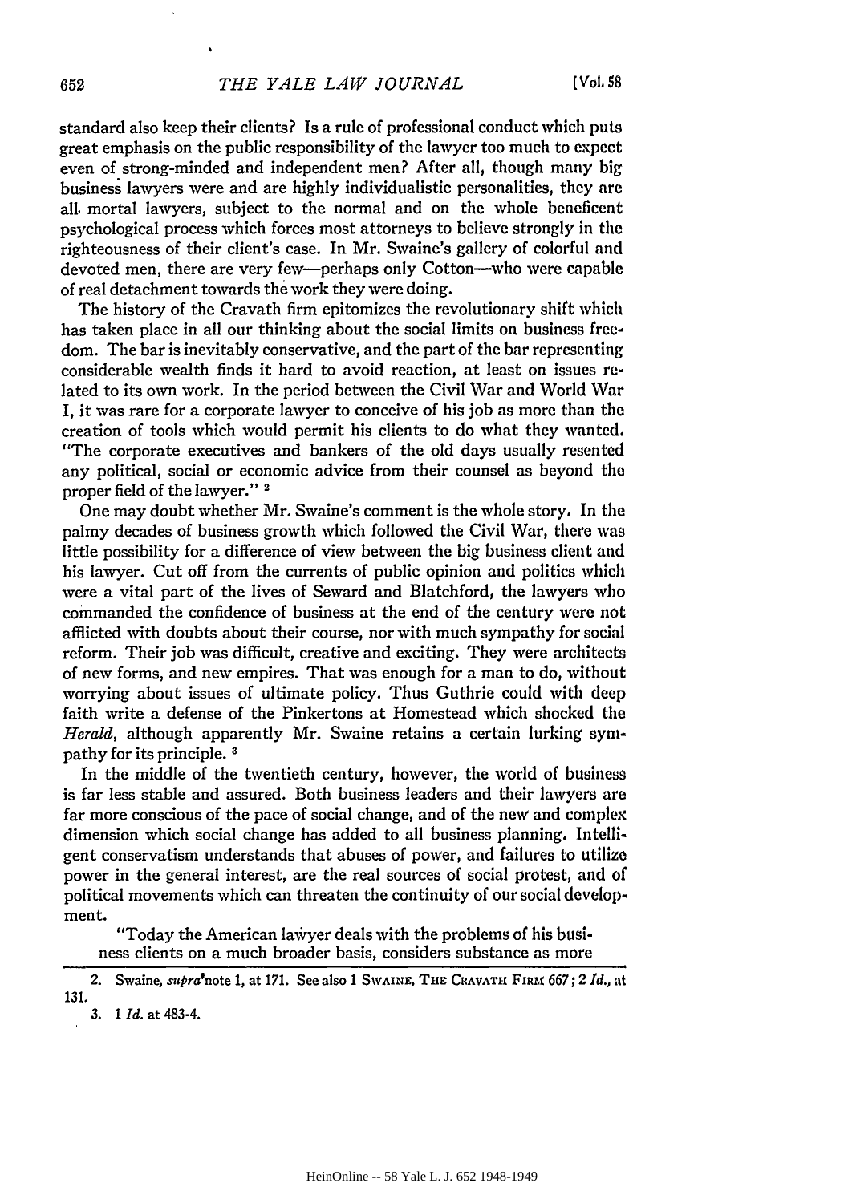standard also keep their clients? Is a rule of professional conduct which puts great emphasis on the public responsibility of the lawyer too much to expect even of strong-minded and independent men? After all, though many big business lawyers were and are highly individualistic personalities, they are all mortal lawyers, subject to the normal and on the whole beneficent psychological process which forces most attorneys to believe strongly in the righteousness of their client's case. In Mr. Swaine's gallery of colorful and devoted men, there are very few—perhaps only Cotton—who were capable of real detachment towards the work they were doing.

The history of the Cravath firm epitomizes the revolutionary shift which has taken place in all our thinking about the social limits on business freedom. The bar is inevitably conservative, and the part of the bar representing considerable wealth finds it hard to avoid reaction, at least on issues related to its own work. In the period between the Civil War and World War I, it was rare for a corporate lawyer to conceive of his job as more than the creation of tools which would permit his clients to do what they wanted. "The corporate executives and bankers of the old days usually resented any political, social or economic advice from their counsel as beyond the proper field of the lawyer." [2]

One may doubt whether Mr. Swaine's comment is the whole story. In the palmy decades of business growth which followed the Civil War, there was little possibility for a difference of view between the big business client and his lawyer. Cut off from the currents of public opinion and politics which were a vital part of the lives of Seward and Blatchford, the lawyers who commanded the confidence of business at the end of the century were not afflicted with doubts about their course, nor with much sympathy for social reform. Their job was difficult, creative and exciting. They were architects of new forms, and new empires. That was enough for a man to do, without worrying about issues of ultimate policy. Thus Guthrie could with deep faith write a defense of the Pinkertons at Homestead which shocked the *Herald*, although apparently Mr. Swaine retains a certain lurking sympathy for its principle. [3]

In the middle of the twentieth century, however, the world of business is far less stable and assured. Both business leaders and their lawyers are far more conscious of the pace of social change, and of the new and complex dimension which social change has added to all business planning. Intelligent conservatism understands that abuses of power, and failures to utilize power in the general interest, are the real sources of social protest, and of political movements which can threaten the continuity of our social development.

> "Today the American lawyer deals with the problems of his business clients on a much broader basis, considers substance as more

2. Swaine, *supra* note 1, at 171. See also 1 SWAINE, THE CRAVATH FIRM 667; 2 *Id.*, at 131.

3. 1 *Id.* at 483-4.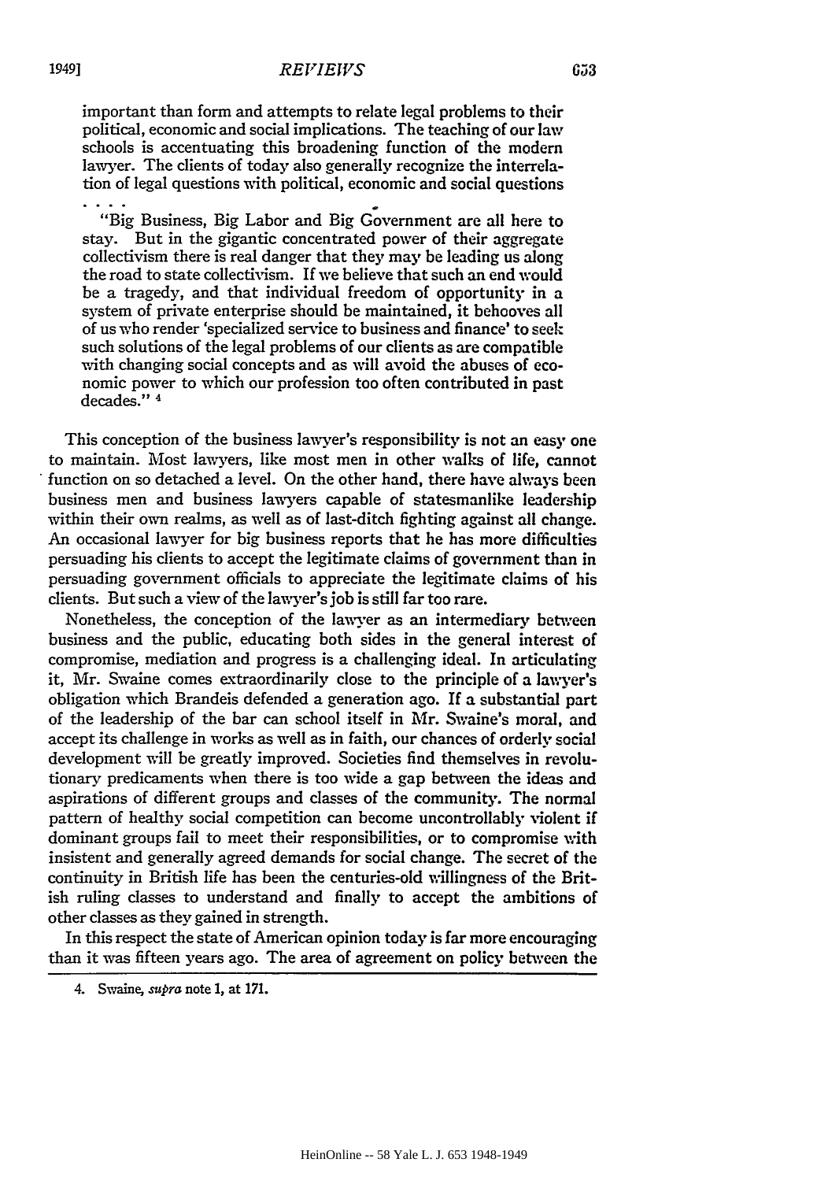important than form and attempts to relate legal problems to their political, economic and social implications. The teaching of our law schools is accentuating this broadening function of the modern lawyer. The clients of today also generally recognize the interrelation of legal questions with political, economic and social questions . . . .

> "Big Business, Big Labor and Big Government are all here to stay. But in the gigantic concentrated power of their aggregate collectivism there is real danger that they may be leading us along the road to state collectivism. If we believe that such an end would be a tragedy, and that individual freedom of opportunity in a system of private enterprise should be maintained, it behooves all of us who render 'specialized service to business and finance' to seek such solutions of the legal problems of our clients as are compatible with changing social concepts and as will avoid the abuses of economic power to which our profession too often contributed in past decades." [4]

This conception of the business lawyer's responsibility is not an easy one to maintain. Most lawyers, like most men in other walks of life, cannot function on so detached a level. On the other hand, there have always been business men and business lawyers capable of statesmanlike leadership within their own realms, as well as of last-ditch fighting against all change. An occasional lawyer for big business reports that he has more difficulties persuading his clients to accept the legitimate claims of government than in persuading government officials to appreciate the legitimate claims of his clients. But such a view of the lawyer's job is still far too rare.

Nonetheless, the conception of the lawyer as an intermediary between business and the public, educating both sides in the general interest of compromise, mediation and progress is a challenging ideal. In articulating it, Mr. Swaine comes extraordinarily close to the principle of a lawyer's obligation which Brandeis defended a generation ago. If a substantial part of the leadership of the bar can school itself in Mr. Swaine's moral, and accept its challenge in works as well as in faith, our chances of orderly social development will be greatly improved. Societies find themselves in revolutionary predicaments when there is too wide a gap between the ideas and aspirations of different groups and classes of the community. The normal pattern of healthy social competition can become uncontrollably violent if dominant groups fail to meet their responsibilities, or to compromise with insistent and generally agreed demands for social change. The secret of the continuity in British life has been the centuries-old willingness of the British ruling classes to understand and finally to accept the ambitions of other classes as they gained in strength.

In this respect the state of American opinion today is far more encouraging than it was fifteen years ago. The area of agreement on policy between the

4. Swaine, *supra* note 1, at 171.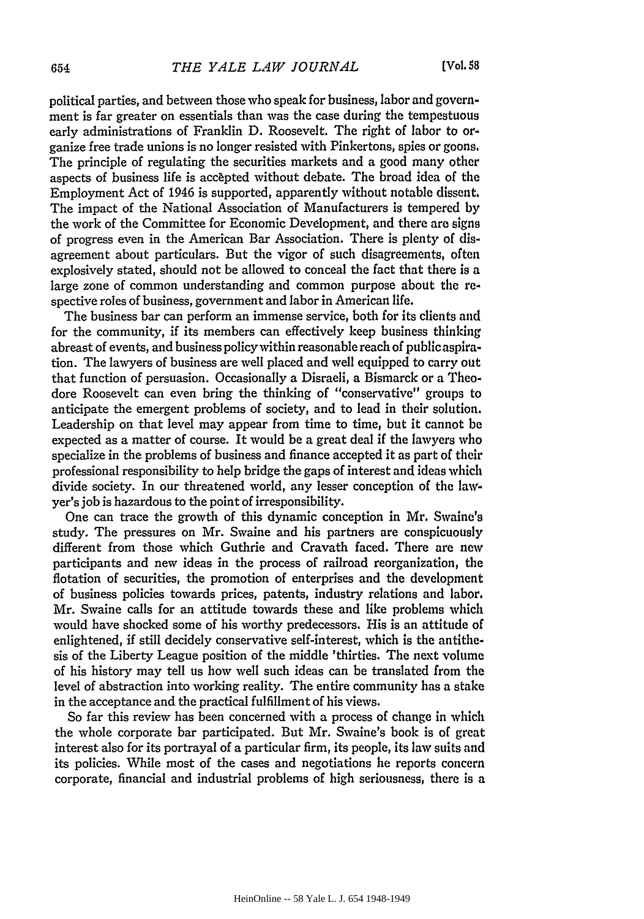political parties, and between those who speak for business, labor and government is far greater on essentials than was the case during the tempestuous early administrations of Franklin D. Roosevelt. The right of labor to organize free trade unions is no longer resisted with Pinkertons, spies or goons. The principle of regulating the securities markets and a good many other aspects of business life is accepted without debate. The broad idea of the Employment Act of 1946 is supported, apparently without notable dissent. The impact of the National Association of Manufacturers is tempered by the work of the Committee for Economic Development, and there are signs of progress even in the American Bar Association. There is plenty of disagreement about particulars. But the vigor of such disagreements, often explosively stated, should not be allowed to conceal the fact that there is a large zone of common understanding and common purpose about the respective roles of business, government and labor in American life.

The business bar can perform an immense service, both for its clients and for the community, if its members can effectively keep business thinking abreast of events, and business policy within reasonable reach of public aspiration. The lawyers of business are well placed and well equipped to carry out that function of persuasion. Occasionally a Disraeli, a Bismarck or a Theodore Roosevelt can even bring the thinking of "conservative" groups to anticipate the emergent problems of society, and to lead in their solution. Leadership on that level may appear from time to time, but it cannot be expected as a matter of course. It would be a great deal if the lawyers who specialize in the problems of business and finance accepted it as part of their professional responsibility to help bridge the gaps of interest and ideas which divide society. In our threatened world, any lesser conception of the lawyer's job is hazardous to the point of irresponsibility.

One can trace the growth of this dynamic conception in Mr. Swaine's study. The pressures on Mr. Swaine and his partners are conspicuously different from those which Guthrie and Cravath faced. There are new participants and new ideas in the process of railroad reorganization, the flotation of securities, the promotion of enterprises and the development of business policies towards prices, patents, industry relations and labor. Mr. Swaine calls for an attitude towards these and like problems which would have shocked some of his worthy predecessors. His is an attitude of enlightened, if still decidely conservative self-interest, which is the antithesis of the Liberty League position of the middle 'thirties. The next volume of his history may tell us how well such ideas can be translated from the level of abstraction into working reality. The entire community has a stake in the acceptance and the practical fulfillment of his views.

So far this review has been concerned with a process of change in which the whole corporate bar participated. But Mr. Swaine's book is of great interest also for its portrayal of a particular firm, its people, its law suits and its policies. While most of the cases and negotiations he reports concern corporate, financial and industrial problems of high seriousness, there is a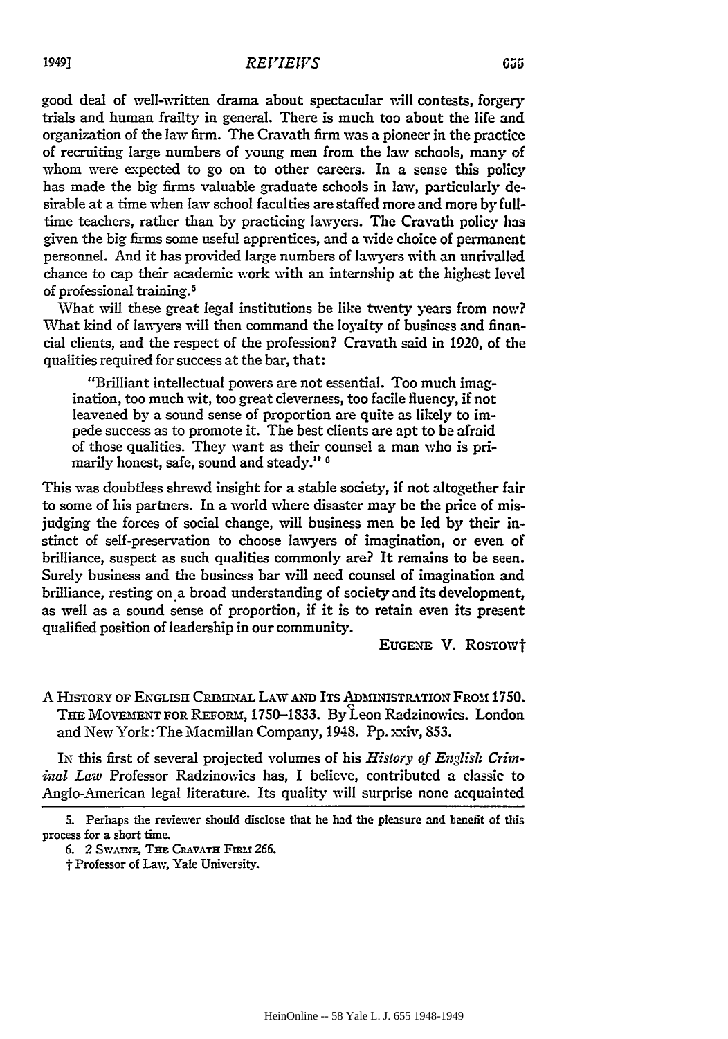good deal of well-written drama about spectacular will contests, forgery trials and human frailty in general. There is much too about the life and organization of the law firm. The Cravath firm was a pioneer in the practice of recruiting large numbers of young men from the law schools, many of whom were expected to go on to other careers. In a sense this policy has made the big firms valuable graduate schools in law, particularly desirable at a time when law school faculties are staffed more and more by full-time teachers, rather than by practicing lawyers. The Cravath policy has given the big firms some useful apprentices, and a wide choice of permanent personnel. And it has provided large numbers of lawyers with an unrivalled chance to cap their academic work with an internship at the highest level of professional training.[5]

What will these great legal institutions be like twenty years from now? What kind of lawyers will then command the loyalty of business and financial clients, and the respect of the profession? Cravath said in 1920, of the qualities required for success at the bar, that:

> "Brilliant intellectual powers are not essential. Too much imagination, too much wit, too great cleverness, too facile fluency, if not leavened by a sound sense of proportion are quite as likely to impede success as to promote it. The best clients are apt to be afraid of those qualities. They want as their counsel a man who is primarily honest, safe, sound and steady." [6]

This was doubtless shrewd insight for a stable society, if not altogether fair to some of his partners. In a world where disaster may be the price of misjudging the forces of social change, will business men be led by their instinct of self-preservation to choose lawyers of imagination, or even of brilliance, suspect as such qualities commonly are? It remains to be seen. Surely business and the business bar will need counsel of imagination and brilliance, resting on a broad understanding of society and its development, as well as a sound sense of proportion, if it is to retain even its present qualified position of leadership in our community.

EUGENE V. ROSTOW†

A HISTORY OF ENGLISH CRIMINAL LAW AND ITS ADMINISTRATION FROM 1750. THE MOVEMENT FOR REFORM, 1750–1833. By Leon Radzinowicz. London and New York: The Macmillan Company, 1948. Pp. xxiv, 853.

IN this first of several projected volumes of his *History of English Criminal Law* Professor Radzinowicz has, I believe, contributed a classic to Anglo-American legal literature. Its quality will surprise none acquainted

5. Perhaps the reviewer should disclose that he had the pleasure and benefit of this process for a short time.

6. 2 SWAINE, THE CRAVATH FIRM 266.

† Professor of Law, Yale University.